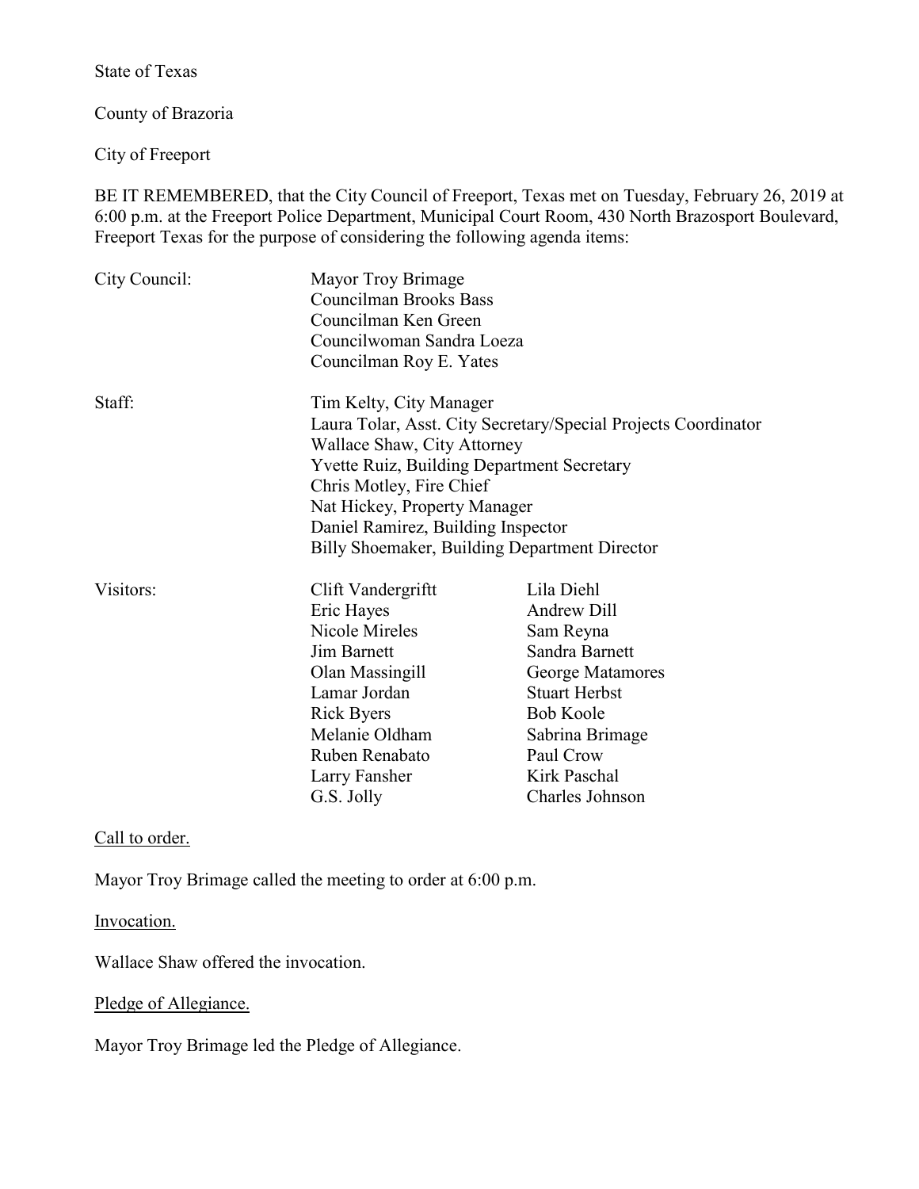State of Texas

County of Brazoria

City of Freeport

BE IT REMEMBERED, that the City Council of Freeport, Texas met on Tuesday, February 26, 2019 at 6:00 p.m. at the Freeport Police Department, Municipal Court Room, 430 North Brazosport Boulevard, Freeport Texas for the purpose of considering the following agenda items:

| | | |
|---|---|---|
| City Council: | Mayor Troy Brimage | |
| | Councilman Brooks Bass | |
| | Councilman Ken Green | |
| | Councilwoman Sandra Loeza | |
| | Councilman Roy E. Yates | |
| Staff: | Tim Kelty, City Manager | |
| | Laura Tolar, Asst. City Secretary/Special Projects Coordinator | |
| | Wallace Shaw, City Attorney | |
| | Yvette Ruiz, Building Department Secretary | |
| | Chris Motley, Fire Chief | |
| | Nat Hickey, Property Manager | |
| | Daniel Ramirez, Building Inspector | |
| | Billy Shoemaker, Building Department Director | |
| Visitors: | Clift Vandergriftt | Lila Diehl |
| | Eric Hayes | Andrew Dill |
| | Nicole Mireles | Sam Reyna |
| | Jim Barnett | Sandra Barnett |
| | Olan Massingill | George Matamores |
| | Lamar Jordan | Stuart Herbst |
| | Rick Byers | Bob Koole |
| | Melanie Oldham | Sabrina Brimage |
| | Ruben Renabato | Paul Crow |
| | Larry Fansher | Kirk Paschal |
| | G.S. Jolly | Charles Johnson |

Call to order.

Mayor Troy Brimage called the meeting to order at 6:00 p.m.

Invocation.

Wallace Shaw offered the invocation.

Pledge of Allegiance.

Mayor Troy Brimage led the Pledge of Allegiance.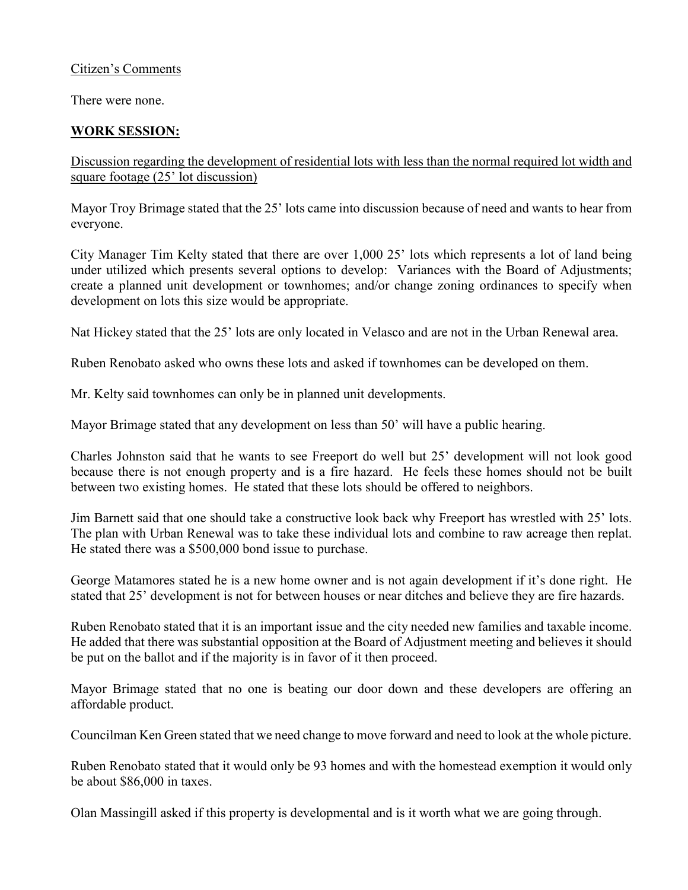Citizen's Comments

There were none.

**WORK SESSION:**

Discussion regarding the development of residential lots with less than the normal required lot width and square footage (25' lot discussion)

Mayor Troy Brimage stated that the 25' lots came into discussion because of need and wants to hear from everyone.

City Manager Tim Kelty stated that there are over 1,000 25' lots which represents a lot of land being under utilized which presents several options to develop: Variances with the Board of Adjustments; create a planned unit development or townhomes; and/or change zoning ordinances to specify when development on lots this size would be appropriate.

Nat Hickey stated that the 25' lots are only located in Velasco and are not in the Urban Renewal area.

Ruben Renobato asked who owns these lots and asked if townhomes can be developed on them.

Mr. Kelty said townhomes can only be in planned unit developments.

Mayor Brimage stated that any development on less than 50' will have a public hearing.

Charles Johnston said that he wants to see Freeport do well but 25' development will not look good because there is not enough property and is a fire hazard. He feels these homes should not be built between two existing homes. He stated that these lots should be offered to neighbors.

Jim Barnett said that one should take a constructive look back why Freeport has wrestled with 25' lots. The plan with Urban Renewal was to take these individual lots and combine to raw acreage then replat. He stated there was a $500,000 bond issue to purchase.

George Matamores stated he is a new home owner and is not again development if it's done right. He stated that 25' development is not for between houses or near ditches and believe they are fire hazards.

Ruben Renobato stated that it is an important issue and the city needed new families and taxable income. He added that there was substantial opposition at the Board of Adjustment meeting and believes it should be put on the ballot and if the majority is in favor of it then proceed.

Mayor Brimage stated that no one is beating our door down and these developers are offering an affordable product.

Councilman Ken Green stated that we need change to move forward and need to look at the whole picture.

Ruben Renobato stated that it would only be 93 homes and with the homestead exemption it would only be about $86,000 in taxes.

Olan Massingill asked if this property is developmental and is it worth what we are going through.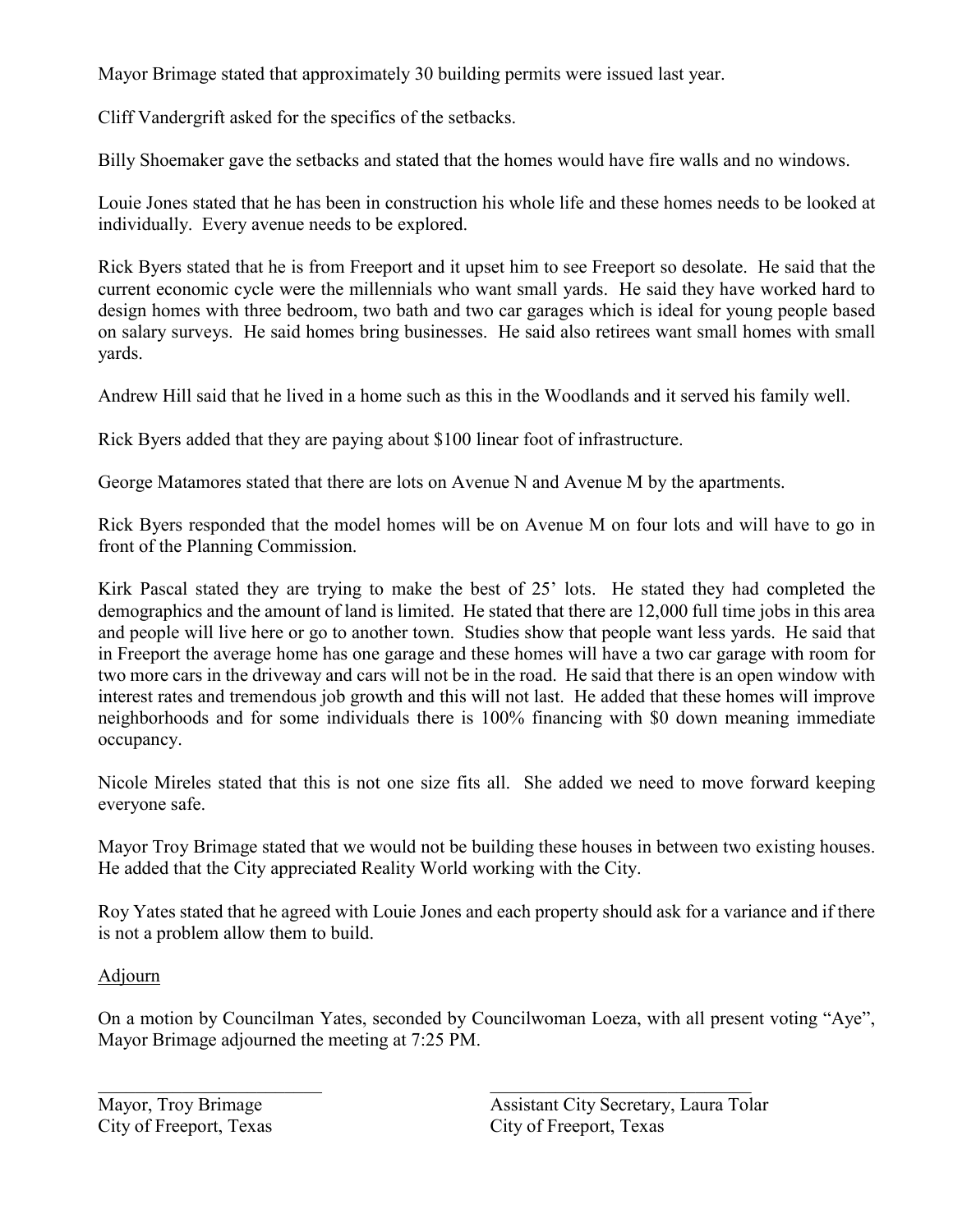Mayor Brimage stated that approximately 30 building permits were issued last year.

Cliff Vandergrift asked for the specifics of the setbacks.

Billy Shoemaker gave the setbacks and stated that the homes would have fire walls and no windows.

Louie Jones stated that he has been in construction his whole life and these homes needs to be looked at individually. Every avenue needs to be explored.

Rick Byers stated that he is from Freeport and it upset him to see Freeport so desolate. He said that the current economic cycle were the millennials who want small yards. He said they have worked hard to design homes with three bedroom, two bath and two car garages which is ideal for young people based on salary surveys. He said homes bring businesses. He said also retirees want small homes with small yards.

Andrew Hill said that he lived in a home such as this in the Woodlands and it served his family well.

Rick Byers added that they are paying about $100 linear foot of infrastructure.

George Matamores stated that there are lots on Avenue N and Avenue M by the apartments.

Rick Byers responded that the model homes will be on Avenue M on four lots and will have to go in front of the Planning Commission.

Kirk Pascal stated they are trying to make the best of 25' lots. He stated they had completed the demographics and the amount of land is limited. He stated that there are 12,000 full time jobs in this area and people will live here or go to another town. Studies show that people want less yards. He said that in Freeport the average home has one garage and these homes will have a two car garage with room for two more cars in the driveway and cars will not be in the road. He said that there is an open window with interest rates and tremendous job growth and this will not last. He added that these homes will improve neighborhoods and for some individuals there is 100% financing with $0 down meaning immediate occupancy.

Nicole Mireles stated that this is not one size fits all. She added we need to move forward keeping everyone safe.

Mayor Troy Brimage stated that we would not be building these houses in between two existing houses. He added that the City appreciated Reality World working with the City.

Roy Yates stated that he agreed with Louie Jones and each property should ask for a variance and if there is not a problem allow them to build.

<u>Adjourn</u>

On a motion by Councilman Yates, seconded by Councilwoman Loeza, with all present voting "Aye", Mayor Brimage adjourned the meeting at 7:25 PM.

| | |
|---|---|
| \_\_\_\_\_\_\_\_\_\_\_\_\_\_\_\_\_\_\_\_\_\_\_\_ | \_\_\_\_\_\_\_\_\_\_\_\_\_\_\_\_\_\_\_\_\_\_\_\_\_\_\_\_ |
| Mayor, Troy Brimage | Assistant City Secretary, Laura Tolar |
| City of Freeport, Texas | City of Freeport, Texas |